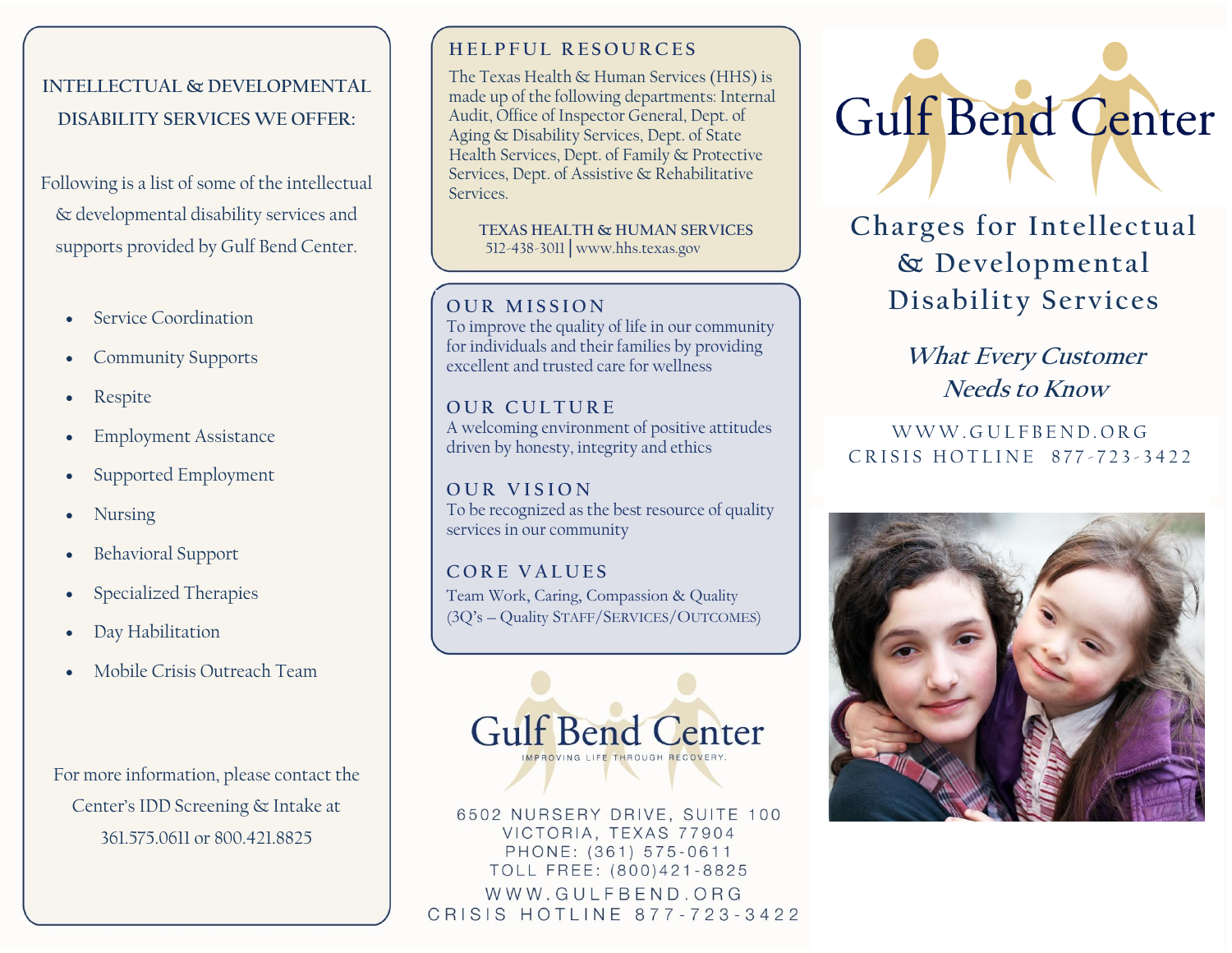## INTELLECTUAL & DEVELOPMENTAL DISABILITY SERVICES WE OFFER:

Following is a list of some of the intellectual & developmental disability services and supports provided by Gulf Bend Center.

- Service Coordination
- Community Supports
- Respite
- Employment Assistance
- Supported Employment
- Nursing
- Behavioral Support
- Specialized Therapies
- Day Habilitation
- Mobile Crisis Outreach Team

For more information, please contact the Center's IDD Screening & Intake at 361.575.0611 or 800.421.8825

## HELPFUL RESOURCES

The Texas Health & Human Services (HHS) is made up of the following departments: Internal Audit, Office of Inspector General, Dept. of Aging & Disability Services, Dept. of State Health Services, Dept. of Family & Protective Services, Dept. of Assistive & Rehabilitative Services.

TEXAS HEALTH & HUMAN SERVICES
512-438-3011 | www.hhs.texas.gov

## OUR MISSION

To improve the quality of life in our community for individuals and their families by providing excellent and trusted care for wellness

## OUR CULTURE

A welcoming environment of positive attitudes driven by honesty, integrity and ethics

## OUR VISION

To be recognized as the best resource of quality services in our community

## CORE VALUES

Team Work, Caring, Compassion & Quality
(3Q's – Quality STAFF/SERVICES/OUTCOMES)

Gulf Bend Center
IMPROVING LIFE THROUGH RECOVERY.

6502 NURSERY DRIVE, SUITE 100
VICTORIA, TEXAS 77904
PHONE: (361) 575-0611
TOLL FREE: (800)421-8825
WWW.GULFBEND.ORG
CRISIS HOTLINE 877-723-3422

# Gulf Bend Center

## Charges for Intellectual & Developmental Disability Services

***What Every Customer Needs to Know***

WWW.GULFBEND.ORG
CRISIS HOTLINE 877-723-3422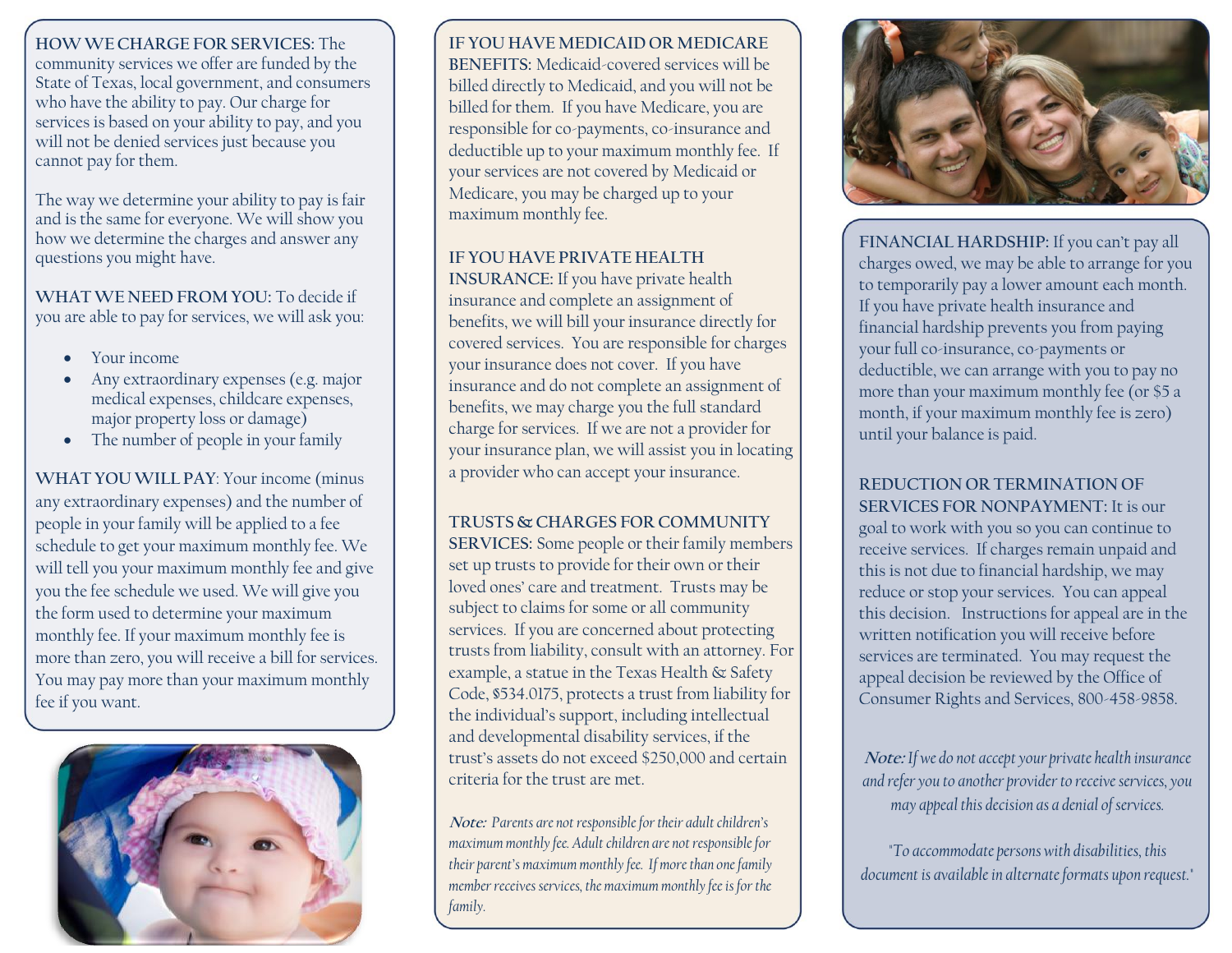**HOW WE CHARGE FOR SERVICES:** The community services we offer are funded by the State of Texas, local government, and consumers who have the ability to pay. Our charge for services is based on your ability to pay, and you will not be denied services just because you cannot pay for them.

The way we determine your ability to pay is fair and is the same for everyone. We will show you how we determine the charges and answer any questions you might have.

**WHAT WE NEED FROM YOU:** To decide if you are able to pay for services, we will ask you:

- Your income
- Any extraordinary expenses (e.g. major medical expenses, childcare expenses, major property loss or damage)
- The number of people in your family

**WHAT YOU WILL PAY**: Your income (minus any extraordinary expenses) and the number of people in your family will be applied to a fee schedule to get your maximum monthly fee. We will tell you your maximum monthly fee and give you the fee schedule we used. We will give you the form used to determine your maximum monthly fee. If your maximum monthly fee is more than zero, you will receive a bill for services. You may pay more than your maximum monthly fee if you want.

**IF YOU HAVE MEDICAID OR MEDICARE BENEFITS:** Medicaid-covered services will be billed directly to Medicaid, and you will not be billed for them. If you have Medicare, you are responsible for co-payments, co-insurance and deductible up to your maximum monthly fee. If your services are not covered by Medicaid or Medicare, you may be charged up to your maximum monthly fee.

**IF YOU HAVE PRIVATE HEALTH INSURANCE:** If you have private health insurance and complete an assignment of benefits, we will bill your insurance directly for covered services. You are responsible for charges your insurance does not cover. If you have insurance and do not complete an assignment of benefits, we may charge you the full standard charge for services. If we are not a provider for your insurance plan, we will assist you in locating a provider who can accept your insurance.

**TRUSTS & CHARGES FOR COMMUNITY SERVICES:** Some people or their family members set up trusts to provide for their own or their loved ones' care and treatment. Trusts may be subject to claims for some or all community services. If you are concerned about protecting trusts from liability, consult with an attorney. For example, a statue in the Texas Health & Safety Code, §534.0175, protects a trust from liability for the individual's support, including intellectual and developmental disability services, if the trust's assets do not exceed $250,000 and certain criteria for the trust are met.

***Note:*** *Parents are not responsible for their adult children's maximum monthly fee. Adult children are not responsible for their parent's maximum monthly fee. If more than one family member receives services, the maximum monthly fee is for the family.*

**FINANCIAL HARDSHIP:** If you can't pay all charges owed, we may be able to arrange for you to temporarily pay a lower amount each month. If you have private health insurance and financial hardship prevents you from paying your full co-insurance, co-payments or deductible, we can arrange with you to pay no more than your maximum monthly fee (or $5 a month, if your maximum monthly fee is zero) until your balance is paid.

**REDUCTION OR TERMINATION OF SERVICES FOR NONPAYMENT:** It is our goal to work with you so you can continue to receive services. If charges remain unpaid and this is not due to financial hardship, we may reduce or stop your services. You can appeal this decision. Instructions for appeal are in the written notification you will receive before services are terminated. You may request the appeal decision be reviewed by the Office of Consumer Rights and Services, 800-458-9858.

***Note:*** *If we do not accept your private health insurance and refer you to another provider to receive services, you may appeal this decision as a denial of services.*

*"To accommodate persons with disabilities, this document is available in alternate formats upon request."*